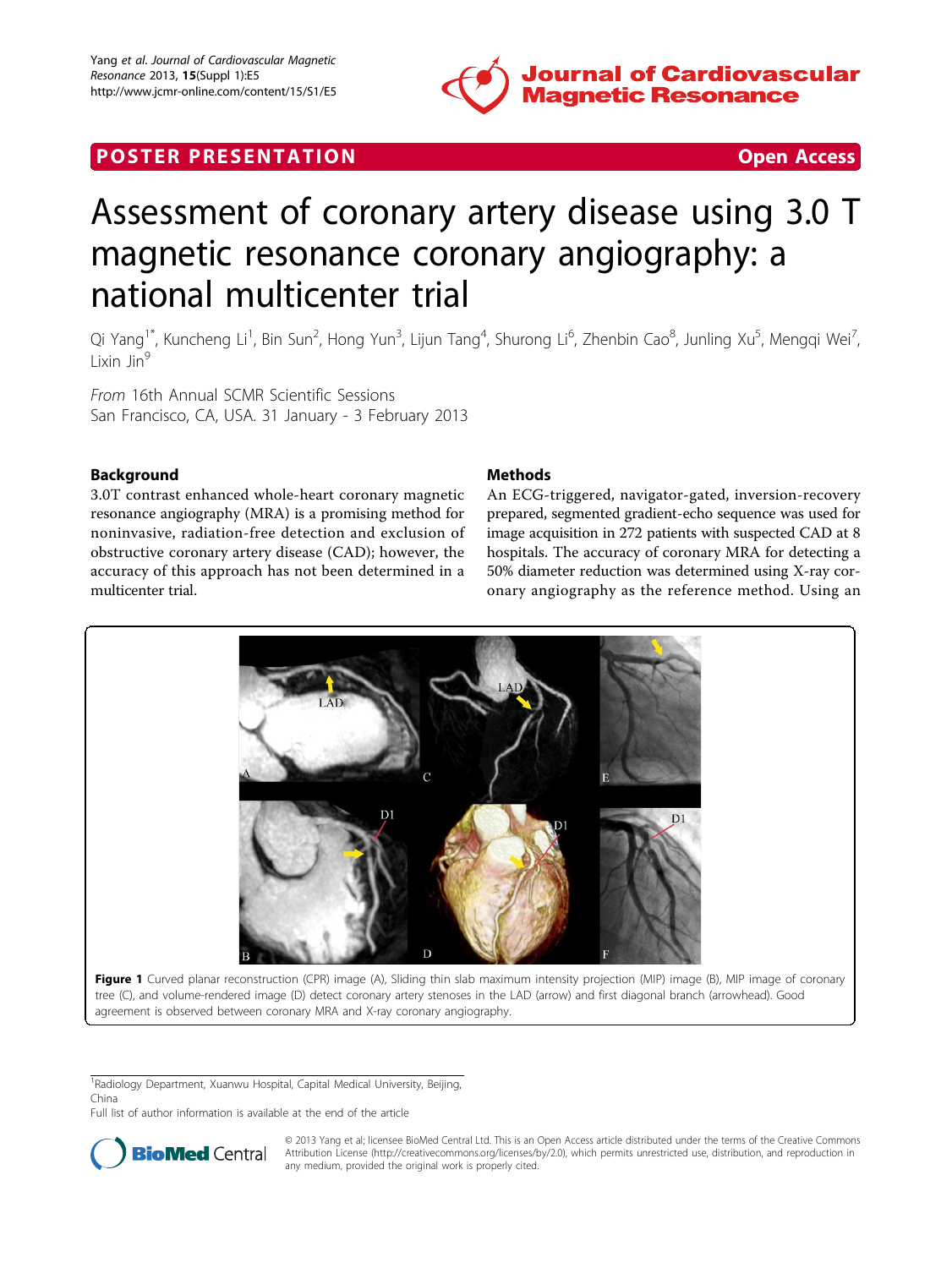POSTER PRESENTATION | Open Access

# Assessment of coronary artery disease using 3.0 T magnetic resonance coronary angiography: a national multicenter trial

Qi Yang[1*], Kuncheng Li[1], Bin Sun[2], Hong Yun[3], Lijun Tang[4], Shurong Li[6], Zhenbin Cao[8], Junling Xu[5], Mengqi Wei[7], Lixin Jin[9]

*From* 16th Annual SCMR Scientific Sessions
San Francisco, CA, USA. 31 January - 3 February 2013

## Background

3.0T contrast enhanced whole-heart coronary magnetic resonance angiography (MRA) is a promising method for noninvasive, radiation-free detection and exclusion of obstructive coronary artery disease (CAD); however, the accuracy of this approach has not been determined in a multicenter trial.

## Methods

An ECG-triggered, navigator-gated, inversion-recovery prepared, segmented gradient-echo sequence was used for image acquisition in 272 patients with suspected CAD at 8 hospitals. The accuracy of coronary MRA for detecting a 50% diameter reduction was determined using X-ray coronary angiography as the reference method. Using an

**Figure 1** Curved planar reconstruction (CPR) image (A), Sliding thin slab maximum intensity projection (MIP) image (B), MIP image of coronary tree (C), and volume-rendered image (D) detect coronary artery stenoses in the LAD (arrow) and first diagonal branch (arrowhead). Good agreement is observed between coronary MRA and X-ray coronary angiography.

[1]Radiology Department, Xuanwu Hospital, Capital Medical University, Beijing, China
Full list of author information is available at the end of the article

© 2013 Yang et al; licensee BioMed Central Ltd. This is an Open Access article distributed under the terms of the Creative Commons Attribution License (http://creativecommons.org/licenses/by/2.0), which permits unrestricted use, distribution, and reproduction in any medium, provided the original work is properly cited.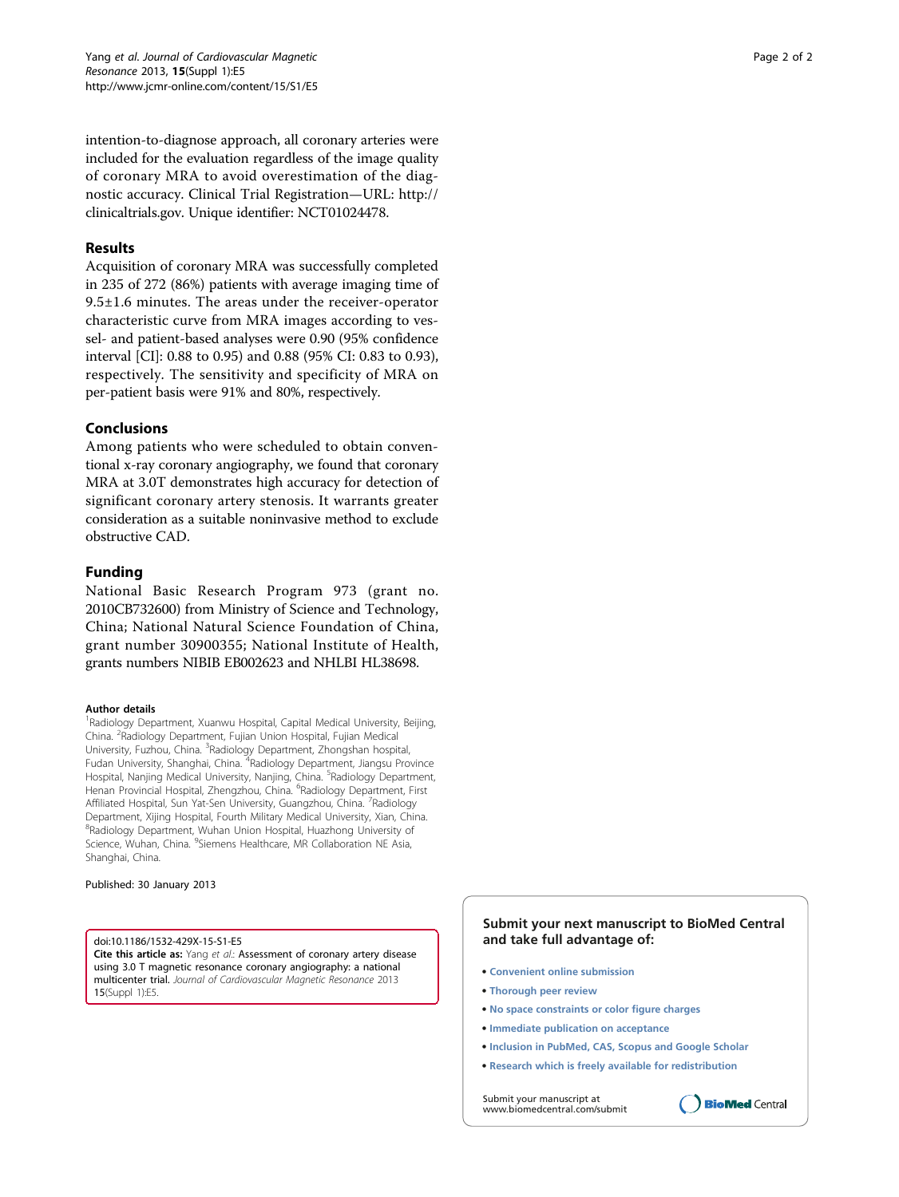intention-to-diagnose approach, all coronary arteries were included for the evaluation regardless of the image quality of coronary MRA to avoid overestimation of the diagnostic accuracy. Clinical Trial Registration—URL: http://clinicaltrials.gov. Unique identifier: NCT01024478.

## Results

Acquisition of coronary MRA was successfully completed in 235 of 272 (86%) patients with average imaging time of 9.5±1.6 minutes. The areas under the receiver-operator characteristic curve from MRA images according to vessel- and patient-based analyses were 0.90 (95% confidence interval [CI]: 0.88 to 0.95) and 0.88 (95% CI: 0.83 to 0.93), respectively. The sensitivity and specificity of MRA on per-patient basis were 91% and 80%, respectively.

## Conclusions

Among patients who were scheduled to obtain conventional x-ray coronary angiography, we found that coronary MRA at 3.0T demonstrates high accuracy for detection of significant coronary artery stenosis. It warrants greater consideration as a suitable noninvasive method to exclude obstructive CAD.

## Funding

National Basic Research Program 973 (grant no. 2010CB732600) from Ministry of Science and Technology, China; National Natural Science Foundation of China, grant number 30900355; National Institute of Health, grants numbers NIBIB EB002623 and NHLBI HL38698.

### Author details

[1]Radiology Department, Xuanwu Hospital, Capital Medical University, Beijing, China. [2]Radiology Department, Fujian Union Hospital, Fujian Medical University, Fuzhou, China. [3]Radiology Department, Zhongshan hospital, Fudan University, Shanghai, China. [4]Radiology Department, Jiangsu Province Hospital, Nanjing Medical University, Nanjing, China. [5]Radiology Department, Henan Provincial Hospital, Zhengzhou, China. [6]Radiology Department, First Affiliated Hospital, Sun Yat-Sen University, Guangzhou, China. [7]Radiology Department, Xijing Hospital, Fourth Military Medical University, Xian, China. [8]Radiology Department, Wuhan Union Hospital, Huazhong University of Science, Wuhan, China. [9]Siemens Healthcare, MR Collaboration NE Asia, Shanghai, China.

Published: 30 January 2013

doi:10.1186/1532-429X-15-S1-E5
**Cite this article as:** Yang *et al.*: Assessment of coronary artery disease using 3.0 T magnetic resonance coronary angiography: a national multicenter trial. *Journal of Cardiovascular Magnetic Resonance* 2013 **15**(Suppl 1):E5.

**Submit your next manuscript to BioMed Central and take full advantage of:**

- Convenient online submission
- Thorough peer review
- No space constraints or color figure charges
- Immediate publication on acceptance
- Inclusion in PubMed, CAS, Scopus and Google Scholar
- Research which is freely available for redistribution

Submit your manuscript at www.biomedcentral.com/submit